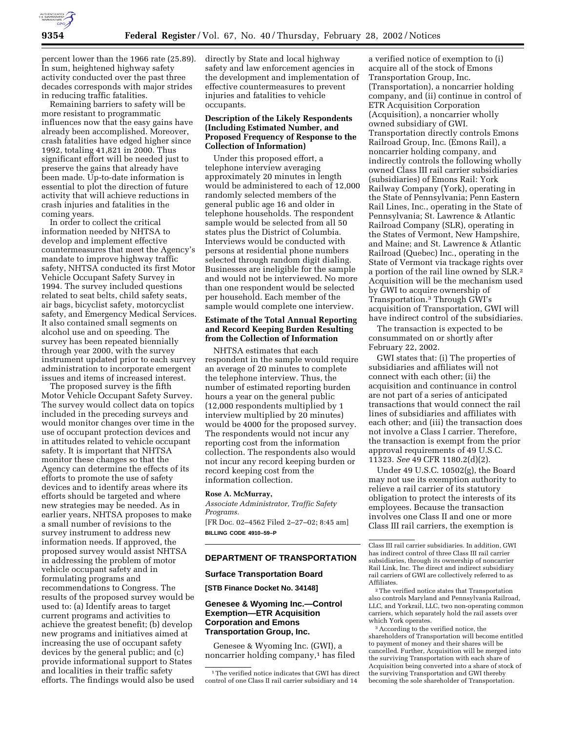percent lower than the 1966 rate (25.89). In sum, heightened highway safety activity conducted over the past three decades corresponds with major strides in reducing traffic fatalities.

Remaining barriers to safety will be more resistant to programmatic influences now that the easy gains have already been accomplished. Moreover, crash fatalities have edged higher since 1992, totaling 41,821 in 2000. Thus significant effort will be needed just to preserve the gains that already have been made. Up-to-date information is essential to plot the direction of future activity that will achieve reductions in crash injuries and fatalities in the coming years.

In order to collect the critical information needed by NHTSA to develop and implement effective countermeasures that meet the Agency's mandate to improve highway traffic safety, NHTSA conducted its first Motor Vehicle Occupant Safety Survey in 1994. The survey included questions related to seat belts, child safety seats, air bags, bicyclist safety, motorcyclist safety, and Emergency Medical Services. It also contained small segments on alcohol use and on speeding. The survey has been repeated biennially through year 2000, with the survey instrument updated prior to each survey administration to incorporate emergent issues and items of increased interest.

The proposed survey is the fifth Motor Vehicle Occupant Safety Survey. The survey would collect data on topics included in the preceding surveys and would monitor changes over time in the use of occupant protection devices and in attitudes related to vehicle occupant safety. It is important that NHTSA monitor these changes so that the Agency can determine the effects of its efforts to promote the use of safety devices and to identify areas where its efforts should be targeted and where new strategies may be needed. As in earlier years, NHTSA proposes to make a small number of revisions to the survey instrument to address new information needs. If approved, the proposed survey would assist NHTSA in addressing the problem of motor vehicle occupant safety and in formulating programs and recommendations to Congress. The results of the proposed survey would be used to: (a) Identify areas to target current programs and activities to achieve the greatest benefit; (b) develop new programs and initiatives aimed at increasing the use of occupant safety devices by the general public; and (c) provide informational support to States and localities in their traffic safety efforts. The findings would also be used directly by State and local highway safety and law enforcement agencies in the development and implementation of effective countermeasures to prevent injuries and fatalities to vehicle occupants.

**Description of the Likely Respondents (Including Estimated Number, and Proposed Frequency of Response to the Collection of Information)**

Under this proposed effort, a telephone interview averaging approximately 20 minutes in length would be administered to each of 12,000 randomly selected members of the general public age 16 and older in telephone households. The respondent sample would be selected from all 50 states plus the District of Columbia. Interviews would be conducted with persons at residential phone numbers selected through random digit dialing. Businesses are ineligible for the sample and would not be interviewed. No more than one respondent would be selected per household. Each member of the sample would complete one interview.

**Estimate of the Total Annual Reporting and Record Keeping Burden Resulting from the Collection of Information**

NHTSA estimates that each respondent in the sample would require an average of 20 minutes to complete the telephone interview. Thus, the number of estimated reporting burden hours a year on the general public (12,000 respondents multiplied by 1 interview multiplied by 20 minutes) would be 4000 for the proposed survey. The respondents would not incur any reporting cost from the information collection. The respondents also would not incur any record keeping burden or record keeping cost from the information collection.

**Rose A. McMurray,**

*Associate Administrator, Traffic Safety Programs.*

[FR Doc. 02–4562 Filed 2–27–02; 8:45 am]

**BILLING CODE 4910–59–P**

## DEPARTMENT OF TRANSPORTATION

### Surface Transportation Board

**[STB Finance Docket No. 34148]**

### Genesee & Wyoming Inc.—Control Exemption—ETR Acquisition Corporation and Emons Transportation Group, Inc.

Genesee & Wyoming Inc. (GWI), a noncarrier holding company,[1] has filed a verified notice of exemption to (i) acquire all of the stock of Emons Transportation Group, Inc. (Transportation), a noncarrier holding company, and (ii) continue in control of ETR Acquisition Corporation (Acquisition), a noncarrier wholly owned subsidiary of GWI. Transportation directly controls Emons Railroad Group, Inc. (Emons Rail), a noncarrier holding company, and indirectly controls the following wholly owned Class III rail carrier subsidiaries (subsidiaries) of Emons Rail: York Railway Company (York), operating in the State of Pennsylvania; Penn Eastern Rail Lines, Inc., operating in the State of Pennsylvania; St. Lawrence & Atlantic Railroad Company (SLR), operating in the States of Vermont, New Hampshire, and Maine; and St. Lawrence & Atlantic Railroad (Quebec) Inc., operating in the State of Vermont via trackage rights over a portion of the rail line owned by SLR.[2] Acquisition will be the mechanism used by GWI to acquire ownership of Transportation.[3] Through GWI's acquisition of Transportation, GWI will have indirect control of the subsidiaries.

The transaction is expected to be consummated on or shortly after February 22, 2002.

GWI states that: (i) The properties of subsidiaries and affiliates will not connect with each other; (ii) the acquisition and continuance in control are not part of a series of anticipated transactions that would connect the rail lines of subsidiaries and affiliates with each other; and (iii) the transaction does not involve a Class I carrier. Therefore, the transaction is exempt from the prior approval requirements of 49 U.S.C. 11323. *See* 49 CFR 1180.2(d)(2).

Under 49 U.S.C. 10502(g), the Board may not use its exemption authority to relieve a rail carrier of its statutory obligation to protect the interests of its employees. Because the transaction involves one Class II and one or more Class III rail carriers, the exemption is

[1] The verified notice indicates that GWI has direct control of one Class II rail carrier subsidiary and 14 Class III rail carrier subsidiaries. In addition, GWI has indirect control of three Class III rail carrier subsidiaries, through its ownership of noncarrier Rail Link, Inc. The direct and indirect subsidiary rail carriers of GWI are collectively referred to as Affiliates.

[2] The verified notice states that Transportation also controls Maryland and Pennsylvania Railroad, LLC, and Yorkrail, LLC, two non-operating common carriers, which separately hold the rail assets over which York operates.

[3] According to the verified notice, the shareholders of Transportation will become entitled to payment of money and their shares will be cancelled. Further, Acquisition will be merged into the surviving Transportation with each share of Acquisition being converted into a share of stock of the surviving Transportation and GWI thereby becoming the sole shareholder of Transportation.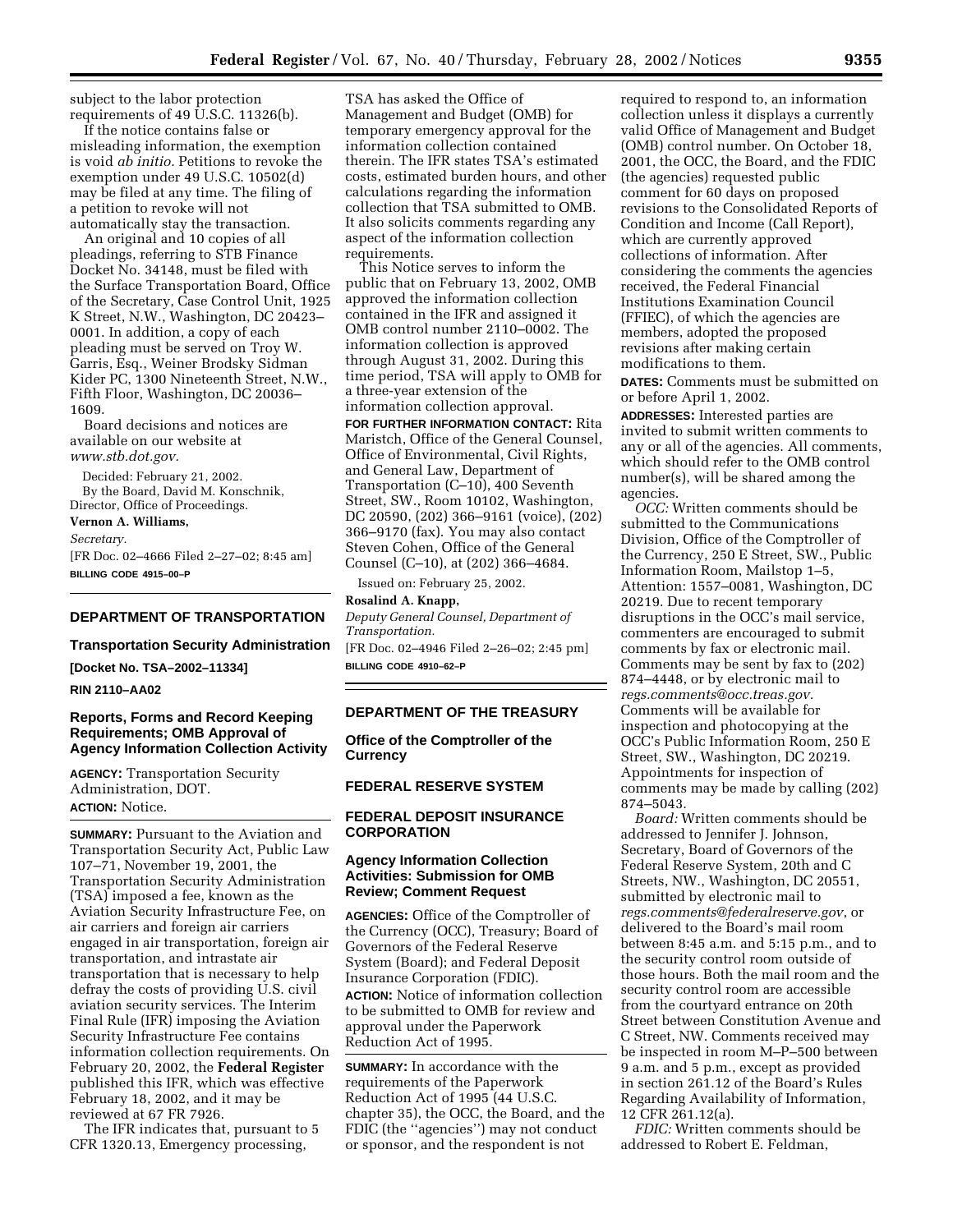subject to the labor protection requirements of 49 U.S.C. 11326(b).

If the notice contains false or misleading information, the exemption is void *ab initio.* Petitions to revoke the exemption under 49 U.S.C. 10502(d) may be filed at any time. The filing of a petition to revoke will not automatically stay the transaction.

An original and 10 copies of all pleadings, referring to STB Finance Docket No. 34148, must be filed with the Surface Transportation Board, Office of the Secretary, Case Control Unit, 1925 K Street, N.W., Washington, DC 20423–0001. In addition, a copy of each pleading must be served on Troy W. Garris, Esq., Weiner Brodsky Sidman Kider PC, 1300 Nineteenth Street, N.W., Fifth Floor, Washington, DC 20036–1609.

Board decisions and notices are available on our website at *www.stb.dot.gov.*

Decided: February 21, 2002.

By the Board, David M. Konschnik, Director, Office of Proceedings.

**Vernon A. Williams,**

*Secretary.*

[FR Doc. 02–4666 Filed 2–27–02; 8:45 am]

**BILLING CODE 4915–00–P**

---

## DEPARTMENT OF TRANSPORTATION

### Transportation Security Administration

**[Docket No. TSA–2002–11334]**

**RIN 2110–AA02**

### Reports, Forms and Record Keeping Requirements; OMB Approval of Agency Information Collection Activity

**AGENCY:** Transportation Security Administration, DOT.

**ACTION:** Notice.

**SUMMARY:** Pursuant to the Aviation and Transportation Security Act, Public Law 107–71, November 19, 2001, the Transportation Security Administration (TSA) imposed a fee, known as the Aviation Security Infrastructure Fee, on air carriers and foreign air carriers engaged in air transportation, foreign air transportation, and intrastate air transportation that is necessary to help defray the costs of providing U.S. civil aviation security services. The Interim Final Rule (IFR) imposing the Aviation Security Infrastructure Fee contains information collection requirements. On February 20, 2002, the **Federal Register** published this IFR, which was effective February 18, 2002, and it may be reviewed at 67 FR 7926.

The IFR indicates that, pursuant to 5 CFR 1320.13, Emergency processing, TSA has asked the Office of Management and Budget (OMB) for temporary emergency approval for the information collection contained therein. The IFR states TSA's estimated costs, estimated burden hours, and other calculations regarding the information collection that TSA submitted to OMB. It also solicits comments regarding any aspect of the information collection requirements.

This Notice serves to inform the public that on February 13, 2002, OMB approved the information collection contained in the IFR and assigned it OMB control number 2110–0002. The information collection is approved through August 31, 2002. During this time period, TSA will apply to OMB for a three-year extension of the information collection approval.

**FOR FURTHER INFORMATION CONTACT:** Rita Maristch, Office of the General Counsel, Office of Environmental, Civil Rights, and General Law, Department of Transportation (C–10), 400 Seventh Street, SW., Room 10102, Washington, DC 20590, (202) 366–9161 (voice), (202) 366–9170 (fax). You may also contact Steven Cohen, Office of the General Counsel (C–10), at (202) 366–4684.

Issued on: February 25, 2002.

**Rosalind A. Knapp,**

*Deputy General Counsel, Department of Transportation.*

[FR Doc. 02–4946 Filed 2–26–02; 2:45 pm]

**BILLING CODE 4910–62–P**

---

## DEPARTMENT OF THE TREASURY

### Office of the Comptroller of the Currency

## FEDERAL RESERVE SYSTEM

## FEDERAL DEPOSIT INSURANCE CORPORATION

### Agency Information Collection Activities: Submission for OMB Review; Comment Request

**AGENCIES:** Office of the Comptroller of the Currency (OCC), Treasury; Board of Governors of the Federal Reserve System (Board); and Federal Deposit Insurance Corporation (FDIC).

**ACTION:** Notice of information collection to be submitted to OMB for review and approval under the Paperwork Reduction Act of 1995.

**SUMMARY:** In accordance with the requirements of the Paperwork Reduction Act of 1995 (44 U.S.C. chapter 35), the OCC, the Board, and the FDIC (the ''agencies'') may not conduct or sponsor, and the respondent is not required to respond to, an information collection unless it displays a currently valid Office of Management and Budget (OMB) control number. On October 18, 2001, the OCC, the Board, and the FDIC (the agencies) requested public comment for 60 days on proposed revisions to the Consolidated Reports of Condition and Income (Call Report), which are currently approved collections of information. After considering the comments the agencies received, the Federal Financial Institutions Examination Council (FFIEC), of which the agencies are members, adopted the proposed revisions after making certain modifications to them.

**DATES:** Comments must be submitted on or before April 1, 2002.

**ADDRESSES:** Interested parties are invited to submit written comments to any or all of the agencies. All comments, which should refer to the OMB control number(s), will be shared among the agencies.

*OCC:* Written comments should be submitted to the Communications Division, Office of the Comptroller of the Currency, 250 E Street, SW., Public Information Room, Mailstop 1–5, Attention: 1557–0081, Washington, DC 20219. Due to recent temporary disruptions in the OCC's mail service, commenters are encouraged to submit comments by fax or electronic mail. Comments may be sent by fax to (202) 874–4448, or by electronic mail to *regs.comments@occ.treas.gov.* Comments will be available for inspection and photocopying at the OCC's Public Information Room, 250 E Street, SW., Washington, DC 20219. Appointments for inspection of comments may be made by calling (202) 874–5043.

*Board:* Written comments should be addressed to Jennifer J. Johnson, Secretary, Board of Governors of the Federal Reserve System, 20th and C Streets, NW., Washington, DC 20551, submitted by electronic mail to *regs.comments@federalreserve.gov*, or delivered to the Board's mail room between 8:45 a.m. and 5:15 p.m., and to the security control room outside of those hours. Both the mail room and the security control room are accessible from the courtyard entrance on 20th Street between Constitution Avenue and C Street, NW. Comments received may be inspected in room M–P–500 between 9 a.m. and 5 p.m., except as provided in section 261.12 of the Board's Rules Regarding Availability of Information, 12 CFR 261.12(a).

*FDIC:* Written comments should be addressed to Robert E. Feldman,